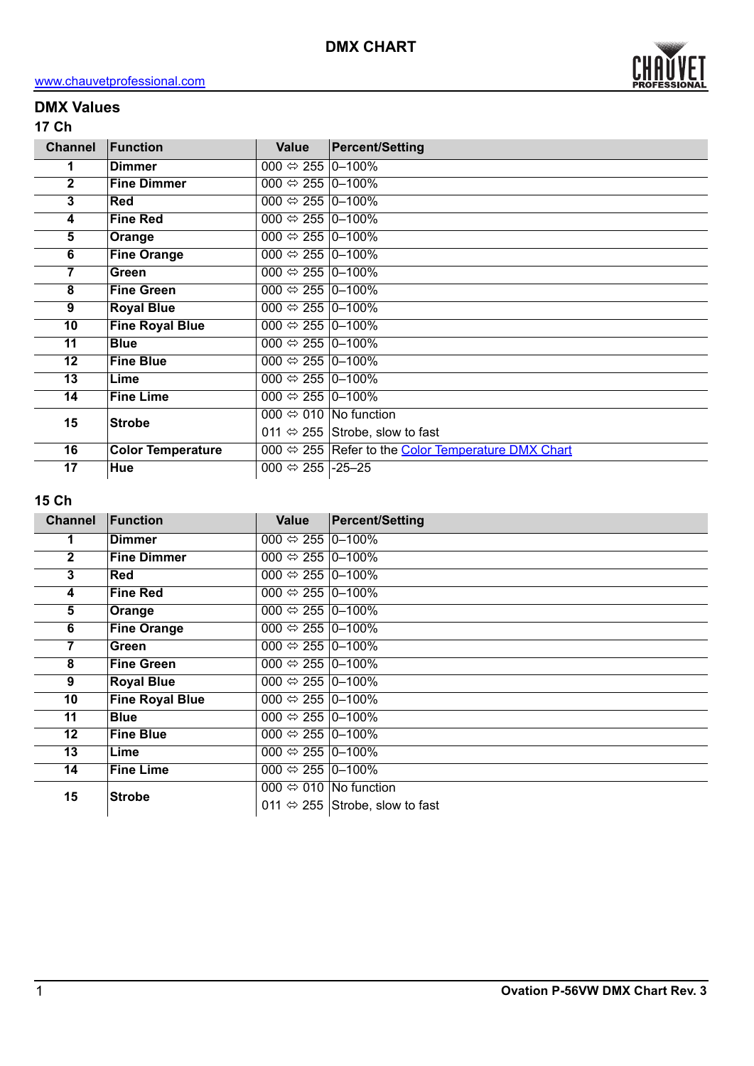# DMX CHART

www.chauvetprofessional.com

## DMX Values

### 17 Ch

| Channel | Function | Value | Percent/Setting |
|---|---|---|---|
| 1 | **Dimmer** | 000 ⇔ 255 | 0–100% |
| 2 | **Fine Dimmer** | 000 ⇔ 255 | 0–100% |
| 3 | **Red** | 000 ⇔ 255 | 0–100% |
| 4 | **Fine Red** | 000 ⇔ 255 | 0–100% |
| 5 | **Orange** | 000 ⇔ 255 | 0–100% |
| 6 | **Fine Orange** | 000 ⇔ 255 | 0–100% |
| 7 | **Green** | 000 ⇔ 255 | 0–100% |
| 8 | **Fine Green** | 000 ⇔ 255 | 0–100% |
| 9 | **Royal Blue** | 000 ⇔ 255 | 0–100% |
| 10 | **Fine Royal Blue** | 000 ⇔ 255 | 0–100% |
| 11 | **Blue** | 000 ⇔ 255 | 0–100% |
| 12 | **Fine Blue** | 000 ⇔ 255 | 0–100% |
| 13 | **Lime** | 000 ⇔ 255 | 0–100% |
| 14 | **Fine Lime** | 000 ⇔ 255 | 0–100% |
| 15 | **Strobe** | 000 ⇔ 010 | No function |
| | | 011 ⇔ 255 | Strobe, slow to fast |
| 16 | **Color Temperature** | 000 ⇔ 255 | Refer to the Color Temperature DMX Chart |
| 17 | **Hue** | 000 ⇔ 255 | -25–25 |

### 15 Ch

| Channel | Function | Value | Percent/Setting |
|---|---|---|---|
| 1 | **Dimmer** | 000 ⇔ 255 | 0–100% |
| 2 | **Fine Dimmer** | 000 ⇔ 255 | 0–100% |
| 3 | **Red** | 000 ⇔ 255 | 0–100% |
| 4 | **Fine Red** | 000 ⇔ 255 | 0–100% |
| 5 | **Orange** | 000 ⇔ 255 | 0–100% |
| 6 | **Fine Orange** | 000 ⇔ 255 | 0–100% |
| 7 | **Green** | 000 ⇔ 255 | 0–100% |
| 8 | **Fine Green** | 000 ⇔ 255 | 0–100% |
| 9 | **Royal Blue** | 000 ⇔ 255 | 0–100% |
| 10 | **Fine Royal Blue** | 000 ⇔ 255 | 0–100% |
| 11 | **Blue** | 000 ⇔ 255 | 0–100% |
| 12 | **Fine Blue** | 000 ⇔ 255 | 0–100% |
| 13 | **Lime** | 000 ⇔ 255 | 0–100% |
| 14 | **Fine Lime** | 000 ⇔ 255 | 0–100% |
| 15 | **Strobe** | 000 ⇔ 010 | No function |
| | | 011 ⇔ 255 | Strobe, slow to fast |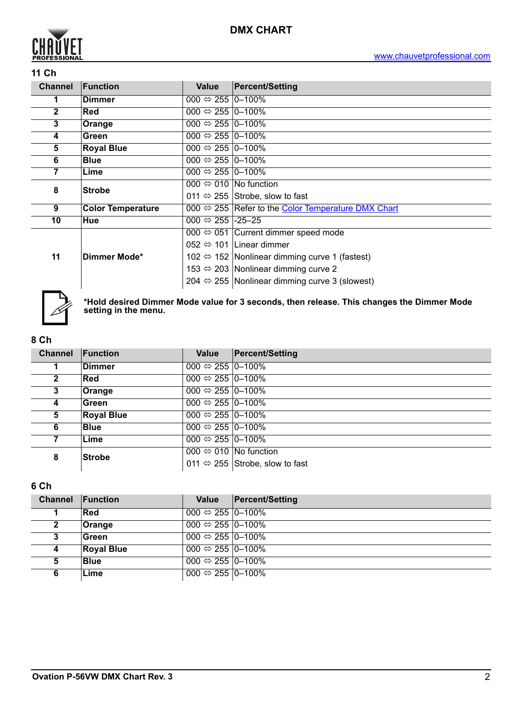## 11 Ch

| Channel | Function | Value | Percent/Setting |
|---|---|---|---|
| 1 | **Dimmer** | 000 ⇔ 255 | 0–100% |
| 2 | **Red** | 000 ⇔ 255 | 0–100% |
| 3 | **Orange** | 000 ⇔ 255 | 0–100% |
| 4 | **Green** | 000 ⇔ 255 | 0–100% |
| 5 | **Royal Blue** | 000 ⇔ 255 | 0–100% |
| 6 | **Blue** | 000 ⇔ 255 | 0–100% |
| 7 | **Lime** | 000 ⇔ 255 | 0–100% |
| 8 | **Strobe** | 000 ⇔ 010 | No function |
| | | 011 ⇔ 255 | Strobe, slow to fast |
| 9 | **Color Temperature** | 000 ⇔ 255 | Refer to the Color Temperature DMX Chart |
| 10 | **Hue** | 000 ⇔ 255 | -25–25 |
| 11 | **Dimmer Mode*** | 000 ⇔ 051 | Current dimmer speed mode |
| | | 052 ⇔ 101 | Linear dimmer |
| | | 102 ⇔ 152 | Nonlinear dimming curve 1 (fastest) |
| | | 153 ⇔ 203 | Nonlinear dimming curve 2 |
| | | 204 ⇔ 255 | Nonlinear dimming curve 3 (slowest) |

**\*Hold desired Dimmer Mode value for 3 seconds, then release. This changes the Dimmer Mode setting in the menu.**

## 8 Ch

| Channel | Function | Value | Percent/Setting |
|---|---|---|---|
| 1 | **Dimmer** | 000 ⇔ 255 | 0–100% |
| 2 | **Red** | 000 ⇔ 255 | 0–100% |
| 3 | **Orange** | 000 ⇔ 255 | 0–100% |
| 4 | **Green** | 000 ⇔ 255 | 0–100% |
| 5 | **Royal Blue** | 000 ⇔ 255 | 0–100% |
| 6 | **Blue** | 000 ⇔ 255 | 0–100% |
| 7 | **Lime** | 000 ⇔ 255 | 0–100% |
| 8 | **Strobe** | 000 ⇔ 010 | No function |
| | | 011 ⇔ 255 | Strobe, slow to fast |

## 6 Ch

| Channel | Function | Value | Percent/Setting |
|---|---|---|---|
| 1 | **Red** | 000 ⇔ 255 | 0–100% |
| 2 | **Orange** | 000 ⇔ 255 | 0–100% |
| 3 | **Green** | 000 ⇔ 255 | 0–100% |
| 4 | **Royal Blue** | 000 ⇔ 255 | 0–100% |
| 5 | **Blue** | 000 ⇔ 255 | 0–100% |
| 6 | **Lime** | 000 ⇔ 255 | 0–100% |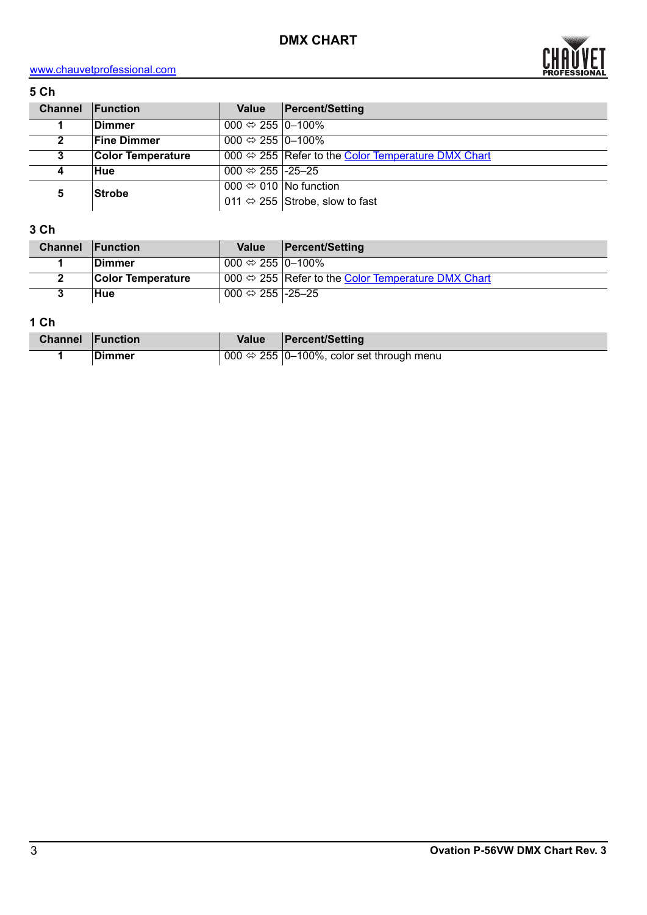# DMX CHART

www.chauvetprofessional.com

## 5 Ch

| Channel | Function | Value | Percent/Setting |
|---|---|---|---|
| 1 | **Dimmer** | 000 ⇔ 255 | 0–100% |
| 2 | **Fine Dimmer** | 000 ⇔ 255 | 0–100% |
| 3 | **Color Temperature** | 000 ⇔ 255 | Refer to the Color Temperature DMX Chart |
| 4 | **Hue** | 000 ⇔ 255 | -25–25 |
| 5 | **Strobe** | 000 ⇔ 010 | No function |
| | | 011 ⇔ 255 | Strobe, slow to fast |

## 3 Ch

| Channel | Function | Value | Percent/Setting |
|---|---|---|---|
| 1 | **Dimmer** | 000 ⇔ 255 | 0–100% |
| 2 | **Color Temperature** | 000 ⇔ 255 | Refer to the Color Temperature DMX Chart |
| 3 | **Hue** | 000 ⇔ 255 | -25–25 |

## 1 Ch

| Channel | Function | Value | Percent/Setting |
|---|---|---|---|
| 1 | **Dimmer** | 000 ⇔ 255 | 0–100%, color set through menu |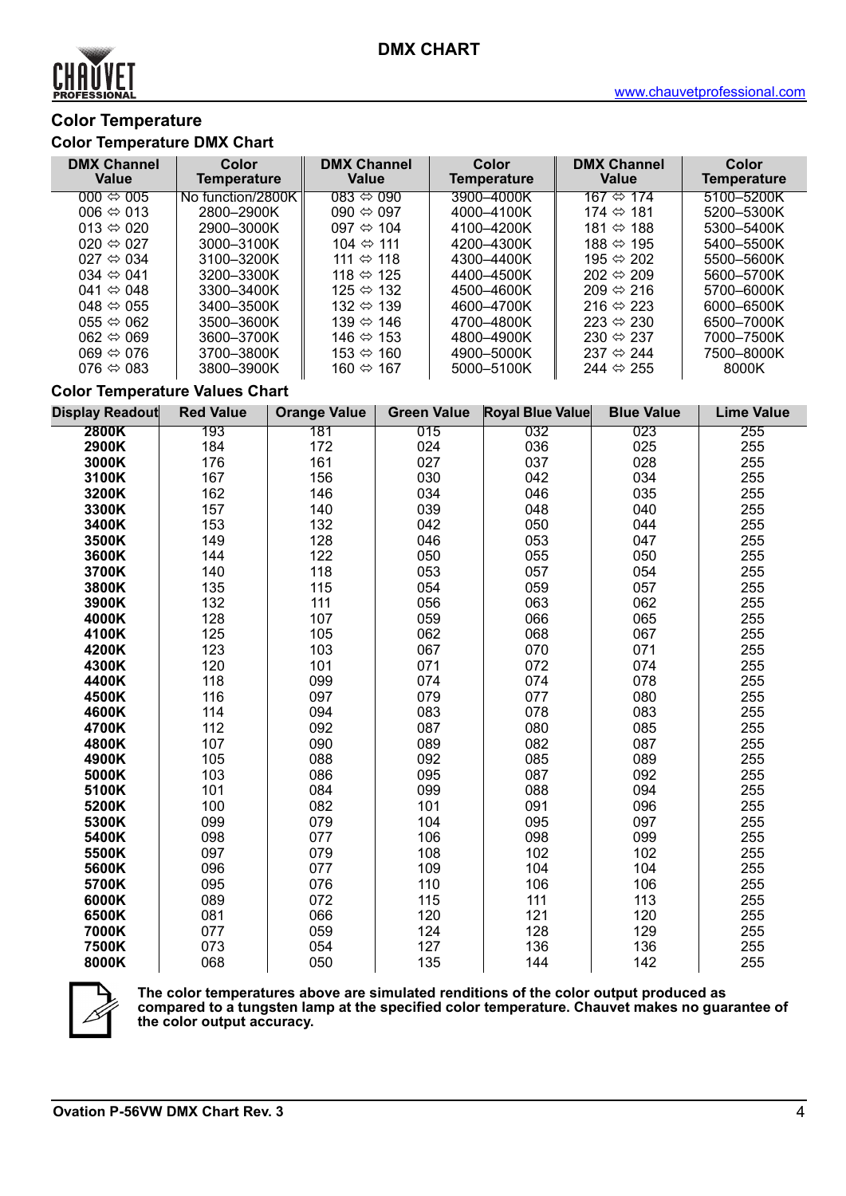## Color Temperature

### Color Temperature DMX Chart

| DMX Channel Value | Color Temperature | DMX Channel Value | Color Temperature | DMX Channel Value | Color Temperature |
|---|---|---|---|---|---|
| 000 ⇔ 005 | No function/2800K | 083 ⇔ 090 | 3900–4000K | 167 ⇔ 174 | 5100–5200K |
| 006 ⇔ 013 | 2800–2900K | 090 ⇔ 097 | 4000–4100K | 174 ⇔ 181 | 5200–5300K |
| 013 ⇔ 020 | 2900–3000K | 097 ⇔ 104 | 4100–4200K | 181 ⇔ 188 | 5300–5400K |
| 020 ⇔ 027 | 3000–3100K | 104 ⇔ 111 | 4200–4300K | 188 ⇔ 195 | 5400–5500K |
| 027 ⇔ 034 | 3100–3200K | 111 ⇔ 118 | 4300–4400K | 195 ⇔ 202 | 5500–5600K |
| 034 ⇔ 041 | 3200–3300K | 118 ⇔ 125 | 4400–4500K | 202 ⇔ 209 | 5600–5700K |
| 041 ⇔ 048 | 3300–3400K | 125 ⇔ 132 | 4500–4600K | 209 ⇔ 216 | 5700–6000K |
| 048 ⇔ 055 | 3400–3500K | 132 ⇔ 139 | 4600–4700K | 216 ⇔ 223 | 6000–6500K |
| 055 ⇔ 062 | 3500–3600K | 139 ⇔ 146 | 4700–4800K | 223 ⇔ 230 | 6500–7000K |
| 062 ⇔ 069 | 3600–3700K | 146 ⇔ 153 | 4800–4900K | 230 ⇔ 237 | 7000–7500K |
| 069 ⇔ 076 | 3700–3800K | 153 ⇔ 160 | 4900–5000K | 237 ⇔ 244 | 7500–8000K |
| 076 ⇔ 083 | 3800–3900K | 160 ⇔ 167 | 5000–5100K | 244 ⇔ 255 | 8000K |

### Color Temperature Values Chart

| Display Readout | Red Value | Orange Value | Green Value | Royal Blue Value | Blue Value | Lime Value |
|---|---|---|---|---|---|---|
| **2800K** | 193 | 181 | 015 | 032 | 023 | 255 |
| **2900K** | 184 | 172 | 024 | 036 | 025 | 255 |
| **3000K** | 176 | 161 | 027 | 037 | 028 | 255 |
| **3100K** | 167 | 156 | 030 | 042 | 034 | 255 |
| **3200K** | 162 | 146 | 034 | 046 | 035 | 255 |
| **3300K** | 157 | 140 | 039 | 048 | 040 | 255 |
| **3400K** | 153 | 132 | 042 | 050 | 044 | 255 |
| **3500K** | 149 | 128 | 046 | 053 | 047 | 255 |
| **3600K** | 144 | 122 | 050 | 055 | 050 | 255 |
| **3700K** | 140 | 118 | 053 | 057 | 054 | 255 |
| **3800K** | 135 | 115 | 054 | 059 | 057 | 255 |
| **3900K** | 132 | 111 | 056 | 063 | 062 | 255 |
| **4000K** | 128 | 107 | 059 | 066 | 065 | 255 |
| **4100K** | 125 | 105 | 062 | 068 | 067 | 255 |
| **4200K** | 123 | 103 | 067 | 070 | 071 | 255 |
| **4300K** | 120 | 101 | 071 | 072 | 074 | 255 |
| **4400K** | 118 | 099 | 074 | 074 | 078 | 255 |
| **4500K** | 116 | 097 | 079 | 077 | 080 | 255 |
| **4600K** | 114 | 094 | 083 | 078 | 083 | 255 |
| **4700K** | 112 | 092 | 087 | 080 | 085 | 255 |
| **4800K** | 107 | 090 | 089 | 082 | 087 | 255 |
| **4900K** | 105 | 088 | 092 | 085 | 089 | 255 |
| **5000K** | 103 | 086 | 095 | 087 | 092 | 255 |
| **5100K** | 101 | 084 | 099 | 088 | 094 | 255 |
| **5200K** | 100 | 082 | 101 | 091 | 096 | 255 |
| **5300K** | 099 | 079 | 104 | 095 | 097 | 255 |
| **5400K** | 098 | 077 | 106 | 098 | 099 | 255 |
| **5500K** | 097 | 079 | 108 | 102 | 102 | 255 |
| **5600K** | 096 | 077 | 109 | 104 | 104 | 255 |
| **5700K** | 095 | 076 | 110 | 106 | 106 | 255 |
| **6000K** | 089 | 072 | 115 | 111 | 113 | 255 |
| **6500K** | 081 | 066 | 120 | 121 | 120 | 255 |
| **7000K** | 077 | 059 | 124 | 128 | 129 | 255 |
| **7500K** | 073 | 054 | 127 | 136 | 136 | 255 |
| **8000K** | 068 | 050 | 135 | 144 | 142 | 255 |

**The color temperatures above are simulated renditions of the color output produced as compared to a tungsten lamp at the specified color temperature. Chauvet makes no guarantee of the color output accuracy.**